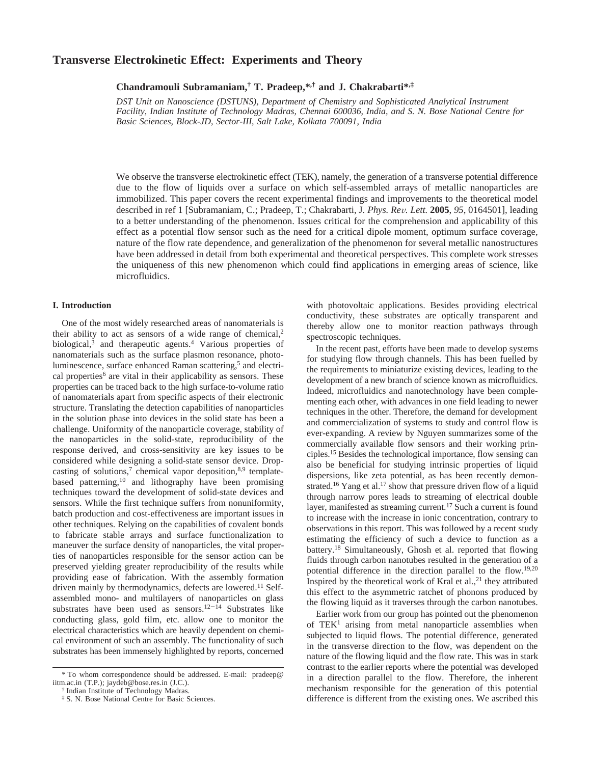# Transverse Electrokinetic Effect: Experiments and Theory

**Chandramouli Subramaniam,[†] T. Pradeep,*[,†] and J. Chakrabarti*[,‡]**

*DST Unit on Nanoscience (DSTUNS), Department of Chemistry and Sophisticated Analytical Instrument Facility, Indian Institute of Technology Madras, Chennai 600036, India, and S. N. Bose National Centre for Basic Sciences, Block-JD, Sector-III, Salt Lake, Kolkata 700091, India*

We observe the transverse electrokinetic effect (TEK), namely, the generation of a transverse potential difference due to the flow of liquids over a surface on which self-assembled arrays of metallic nanoparticles are immobilized. This paper covers the recent experimental findings and improvements to the theoretical model described in ref 1 [Subramaniam, C.; Pradeep, T.; Chakrabarti, J. *Phys. Rev. Lett.* **2005**, *95*, 0164501], leading to a better understanding of the phenomenon. Issues critical for the comprehension and applicability of this effect as a potential flow sensor such as the need for a critical dipole moment, optimum surface coverage, nature of the flow rate dependence, and generalization of the phenomenon for several metallic nanostructures have been addressed in detail from both experimental and theoretical perspectives. This complete work stresses the uniqueness of this new phenomenon which could find applications in emerging areas of science, like microfluidics.

## I. Introduction

One of the most widely researched areas of nanomaterials is their ability to act as sensors of a wide range of chemical,[2] biological,[3] and therapeutic agents.[4] Various properties of nanomaterials such as the surface plasmon resonance, photoluminescence, surface enhanced Raman scattering,[5] and electrical properties[6] are vital in their applicability as sensors. These properties can be traced back to the high surface-to-volume ratio of nanomaterials apart from specific aspects of their electronic structure. Translating the detection capabilities of nanoparticles in the solution phase into devices in the solid state has been a challenge. Uniformity of the nanoparticle coverage, stability of the nanoparticles in the solid-state, reproducibility of the response derived, and cross-sensitivity are key issues to be considered while designing a solid-state sensor device. Drop-casting of solutions,[7] chemical vapor deposition,[8,9] template-based patterning,[10] and lithography have been promising techniques toward the development of solid-state devices and sensors. While the first technique suffers from nonuniformity, batch production and cost-effectiveness are important issues in other techniques. Relying on the capabilities of covalent bonds to fabricate stable arrays and surface functionalization to maneuver the surface density of nanoparticles, the vital properties of nanoparticles responsible for the sensor action can be preserved yielding greater reproducibility of the results while providing ease of fabrication. With the assembly formation driven mainly by thermodynamics, defects are lowered.[11] Self-assembled mono- and multilayers of nanoparticles on glass substrates have been used as sensors.[12-14] Substrates like conducting glass, gold film, etc. allow one to monitor the electrical characteristics which are heavily dependent on chemical environment of such an assembly. The functionality of such substrates has been immensely highlighted by reports, concerned with photovoltaic applications. Besides providing electrical conductivity, these substrates are optically transparent and thereby allow one to monitor reaction pathways through spectroscopic techniques.

In the recent past, efforts have been made to develop systems for studying flow through channels. This has been fuelled by the requirements to miniaturize existing devices, leading to the development of a new branch of science known as microfluidics. Indeed, microfluidics and nanotechnology have been complementing each other, with advances in one field leading to newer techniques in the other. Therefore, the demand for development and commercialization of systems to study and control flow is ever-expanding. A review by Nguyen summarizes some of the commercially available flow sensors and their working principles.[15] Besides the technological importance, flow sensing can also be beneficial for studying intrinsic properties of liquid dispersions, like zeta potential, as has been recently demonstrated.[16] Yang et al.[17] show that pressure driven flow of a liquid through narrow pores leads to streaming of electrical double layer, manifested as streaming current.[17] Such a current is found to increase with the increase in ionic concentration, contrary to observations in this report. This was followed by a recent study estimating the efficiency of such a device to function as a battery.[18] Simultaneously, Ghosh et al. reported that flowing fluids through carbon nanotubes resulted in the generation of a potential difference in the direction parallel to the flow.[19,20] Inspired by the theoretical work of Kral et al.,[21] they attributed this effect to the asymmetric ratchet of phonons produced by the flowing liquid as it traverses through the carbon nanotubes.

Earlier work from our group has pointed out the phenomenon of TEK[1] arising from metal nanoparticle assemblies when subjected to liquid flows. The potential difference, generated in the transverse direction to the flow, was dependent on the nature of the flowing liquid and the flow rate. This was in stark contrast to the earlier reports where the potential was developed in a direction parallel to the flow. Therefore, the inherent mechanism responsible for the generation of this potential difference is different from the existing ones. We ascribed this

\* To whom correspondence should be addressed. E-mail: pradeep@iitm.ac.in (T.P.); jaydeb@bose.res.in (J.C.).

† Indian Institute of Technology Madras.

‡ S. N. Bose National Centre for Basic Sciences.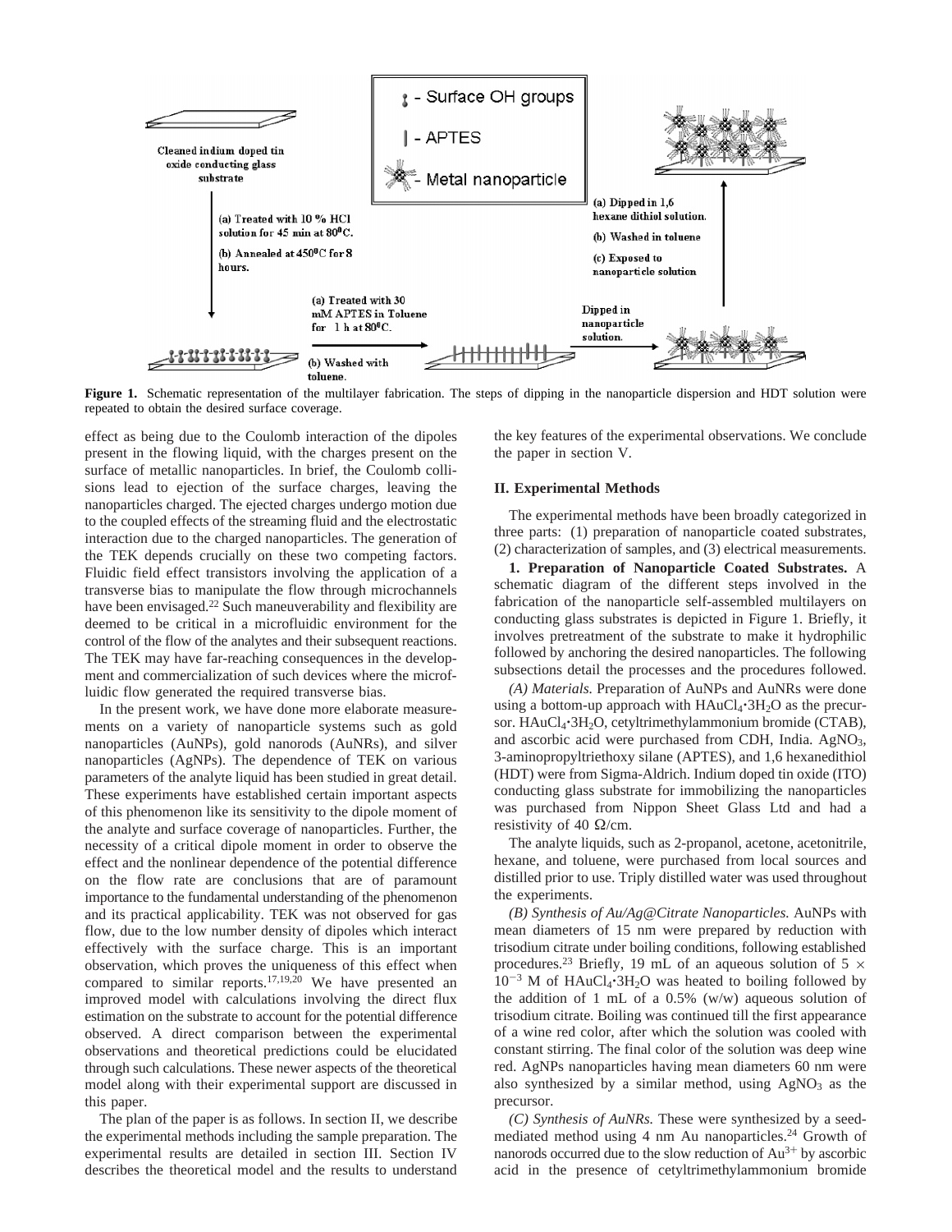- Surface OH groups

- APTES

- Metal nanoparticle

Cleaned indium doped tin oxide conducting glass substrate

(a) Treated with 10 % HCl solution for 45 min at 80⁰C.

(b) Annealed at 450⁰C for 8 hours.

(a) Treated with 30 mM APTES in Toluene for 1 h at 80⁰C.

(b) Washed with toluene.

Dipped in nanoparticle solution.

(a) Dipped in 1,6 hexane dithiol solution.

(b) Washed in toluene

(c) Exposed to nanoparticle solution

**Figure 1.** Schematic representation of the multilayer fabrication. The steps of dipping in the nanoparticle dispersion and HDT solution were repeated to obtain the desired surface coverage.

effect as being due to the Coulomb interaction of the dipoles present in the flowing liquid, with the charges present on the surface of metallic nanoparticles. In brief, the Coulomb collisions lead to ejection of the surface charges, leaving the nanoparticles charged. The ejected charges undergo motion due to the coupled effects of the streaming fluid and the electrostatic interaction due to the charged nanoparticles. The generation of the TEK depends crucially on these two competing factors. Fluidic field effect transistors involving the application of a transverse bias to manipulate the flow through microchannels have been envisaged.[22] Such maneuverability and flexibility are deemed to be critical in a microfluidic environment for the control of the flow of the analytes and their subsequent reactions. The TEK may have far-reaching consequences in the development and commercialization of such devices where the microfluidic flow generated the required transverse bias.

In the present work, we have done more elaborate measurements on a variety of nanoparticle systems such as gold nanoparticles (AuNPs), gold nanorods (AuNRs), and silver nanoparticles (AgNPs). The dependence of TEK on various parameters of the analyte liquid has been studied in great detail. These experiments have established certain important aspects of this phenomenon like its sensitivity to the dipole moment of the analyte and surface coverage of nanoparticles. Further, the necessity of a critical dipole moment in order to observe the effect and the nonlinear dependence of the potential difference on the flow rate are conclusions that are of paramount importance to the fundamental understanding of the phenomenon and its practical applicability. TEK was not observed for gas flow, due to the low number density of dipoles which interact effectively with the surface charge. This is an important observation, which proves the uniqueness of this effect when compared to similar reports.[17,19,20] We have presented an improved model with calculations involving the direct flux estimation on the substrate to account for the potential difference observed. A direct comparison between the experimental observations and theoretical predictions could be elucidated through such calculations. These newer aspects of the theoretical model along with their experimental support are discussed in this paper.

The plan of the paper is as follows. In section II, we describe the experimental methods including the sample preparation. The experimental results are detailed in section III. Section IV describes the theoretical model and the results to understand the key features of the experimental observations. We conclude the paper in section V.

## II. Experimental Methods

The experimental methods have been broadly categorized in three parts: (1) preparation of nanoparticle coated substrates, (2) characterization of samples, and (3) electrical measurements.

**1. Preparation of Nanoparticle Coated Substrates.** A schematic diagram of the different steps involved in the fabrication of the nanoparticle self-assembled multilayers on conducting glass substrates is depicted in Figure 1. Briefly, it involves pretreatment of the substrate to make it hydrophilic followed by anchoring the desired nanoparticles. The following subsections detail the processes and the procedures followed.

*(A) Materials.* Preparation of AuNPs and AuNRs were done using a bottom-up approach with $HAuCl_4 \cdot 3H_2O$ as the precursor. $HAuCl_4 \cdot 3H_2O$, cetyltrimethylammonium bromide (CTAB), and ascorbic acid were purchased from CDH, India. $AgNO_3$, 3-aminopropyltriethoxy silane (APTES), and 1,6 hexanedithiol (HDT) were from Sigma-Aldrich. Indium doped tin oxide (ITO) conducting glass substrate for immobilizing the nanoparticles was purchased from Nippon Sheet Glass Ltd and had a resistivity of 40 Ω/cm.

The analyte liquids, such as 2-propanol, acetone, acetonitrile, hexane, and toluene, were purchased from local sources and distilled prior to use. Triply distilled water was used throughout the experiments.

*(B) Synthesis of Au/Ag@Citrate Nanoparticles.* AuNPs with mean diameters of 15 nm were prepared by reduction with trisodium citrate under boiling conditions, following established procedures.[23] Briefly, 19 mL of an aqueous solution of $5 \times 10^{-3}$ M of $HAuCl_4 \cdot 3H_2O$ was heated to boiling followed by the addition of 1 mL of a 0.5% (w/w) aqueous solution of trisodium citrate. Boiling was continued till the first appearance of a wine red color, after which the solution was cooled with constant stirring. The final color of the solution was deep wine red. AgNPs nanoparticles having mean diameters 60 nm were also synthesized by a similar method, using $AgNO_3$ as the precursor.

*(C) Synthesis of AuNRs.* These were synthesized by a seed-mediated method using 4 nm Au nanoparticles.[24] Growth of nanorods occurred due to the slow reduction of $Au^{3+}$ by ascorbic acid in the presence of cetyltrimethylammonium bromide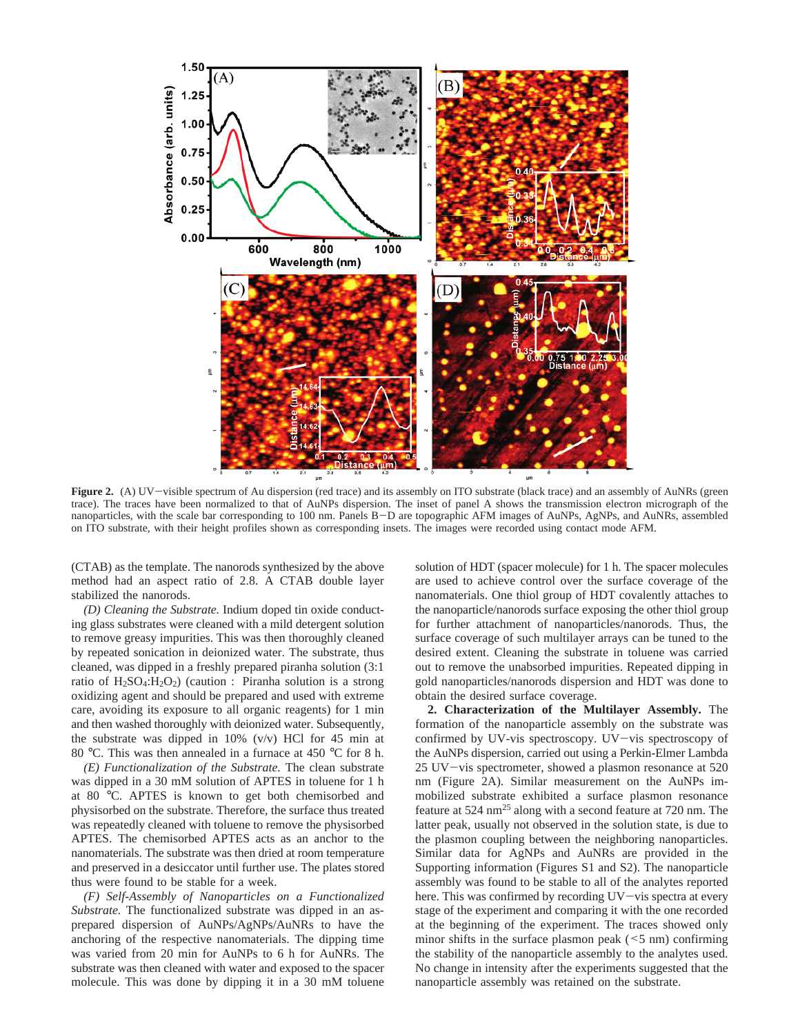**Figure 2.** (A) UV−visible spectrum of Au dispersion (red trace) and its assembly on ITO substrate (black trace) and an assembly of AuNRs (green trace). The traces have been normalized to that of AuNPs dispersion. The inset of panel A shows the transmission electron micrograph of the nanoparticles, with the scale bar corresponding to 100 nm. Panels B−D are topographic AFM images of AuNPs, AgNPs, and AuNRs, assembled on ITO substrate, with their height profiles shown as corresponding insets. The images were recorded using contact mode AFM.

(CTAB) as the template. The nanorods synthesized by the above method had an aspect ratio of 2.8. A CTAB double layer stabilized the nanorods.

*(D) Cleaning the Substrate.* Indium doped tin oxide conducting glass substrates were cleaned with a mild detergent solution to remove greasy impurities. This was then thoroughly cleaned by repeated sonication in deionized water. The substrate, thus cleaned, was dipped in a freshly prepared piranha solution (3:1 ratio of $H_2SO_4$:$H_2O_2$) (caution : Piranha solution is a strong oxidizing agent and should be prepared and used with extreme care, avoiding its exposure to all organic reagents) for 1 min and then washed thoroughly with deionized water. Subsequently, the substrate was dipped in 10% (v/v) HCl for 45 min at 80 °C. This was then annealed in a furnace at 450 °C for 8 h.

*(E) Functionalization of the Substrate.* The clean substrate was dipped in a 30 mM solution of APTES in toluene for 1 h at 80 °C. APTES is known to get both chemisorbed and physisorbed on the substrate. Therefore, the surface thus treated was repeatedly cleaned with toluene to remove the physisorbed APTES. The chemisorbed APTES acts as an anchor to the nanomaterials. The substrate was then dried at room temperature and preserved in a desiccator until further use. The plates stored thus were found to be stable for a week.

*(F) Self-Assembly of Nanoparticles on a Functionalized Substrate.* The functionalized substrate was dipped in an as-prepared dispersion of AuNPs/AgNPs/AuNRs to have the anchoring of the respective nanomaterials. The dipping time was varied from 20 min for AuNPs to 6 h for AuNRs. The substrate was then cleaned with water and exposed to the spacer molecule. This was done by dipping it in a 30 mM toluene solution of HDT (spacer molecule) for 1 h. The spacer molecules are used to achieve control over the surface coverage of the nanomaterials. One thiol group of HDT covalently attaches to the nanoparticle/nanorods surface exposing the other thiol group for further attachment of nanoparticles/nanorods. Thus, the surface coverage of such multilayer arrays can be tuned to the desired extent. Cleaning the substrate in toluene was carried out to remove the unabsorbed impurities. Repeated dipping in gold nanoparticles/nanorods dispersion and HDT was done to obtain the desired surface coverage.

**2. Characterization of the Multilayer Assembly.** The formation of the nanoparticle assembly on the substrate was confirmed by UV-vis spectroscopy. UV−vis spectroscopy of the AuNPs dispersion, carried out using a Perkin-Elmer Lambda 25 UV−vis spectrometer, showed a plasmon resonance at 520 nm (Figure 2A). Similar measurement on the AuNPs immobilized substrate exhibited a surface plasmon resonance feature at 524 nm[25] along with a second feature at 720 nm. The latter peak, usually not observed in the solution state, is due to the plasmon coupling between the neighboring nanoparticles. Similar data for AgNPs and AuNRs are provided in the Supporting information (Figures S1 and S2). The nanoparticle assembly was found to be stable to all of the analytes reported here. This was confirmed by recording UV−vis spectra at every stage of the experiment and comparing it with the one recorded at the beginning of the experiment. The traces showed only minor shifts in the surface plasmon peak (<5 nm) confirming the stability of the nanoparticle assembly to the analytes used. No change in intensity after the experiments suggested that the nanoparticle assembly was retained on the substrate.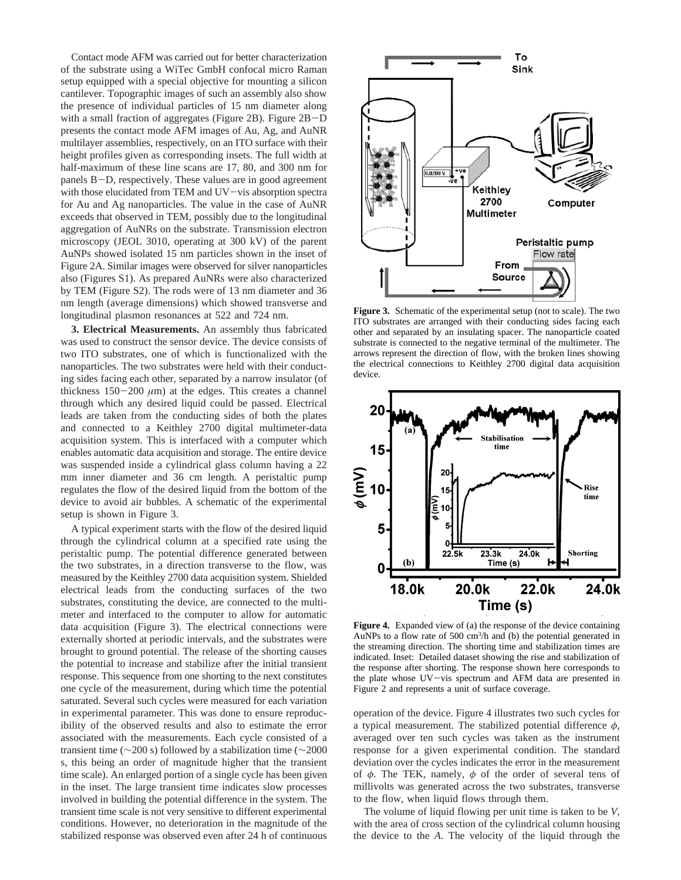Contact mode AFM was carried out for better characterization of the substrate using a WiTec GmbH confocal micro Raman setup equipped with a special objective for mounting a silicon cantilever. Topographic images of such an assembly also show the presence of individual particles of 15 nm diameter along with a small fraction of aggregates (Figure 2B). Figure 2B−D presents the contact mode AFM images of Au, Ag, and AuNR multilayer assemblies, respectively, on an ITO surface with their height profiles given as corresponding insets. The full width at half-maximum of these line scans are 17, 80, and 300 nm for panels B−D, respectively. These values are in good agreement with those elucidated from TEM and UV−vis absorption spectra for Au and Ag nanoparticles. The value in the case of AuNR exceeds that observed in TEM, possibly due to the longitudinal aggregation of AuNRs on the substrate. Transmission electron microscopy (JEOL 3010, operating at 300 kV) of the parent AuNPs showed isolated 15 nm particles shown in the inset of Figure 2A. Similar images were observed for silver nanoparticles also (Figures S1). As prepared AuNRs were also characterized by TEM (Figure S2). The rods were of 13 nm diameter and 36 nm length (average dimensions) which showed transverse and longitudinal plasmon resonances at 522 and 724 nm.

**3. Electrical Measurements.** An assembly thus fabricated was used to construct the sensor device. The device consists of two ITO substrates, one of which is functionalized with the nanoparticles. The two substrates were held with their conducting sides facing each other, separated by a narrow insulator (of thickness 150−200 $\mu$m) at the edges. This creates a channel through which any desired liquid could be passed. Electrical leads are taken from the conducting sides of both the plates and connected to a Keithley 2700 digital multimeter-data acquisition system. This is interfaced with a computer which enables automatic data acquisition and storage. The entire device was suspended inside a cylindrical glass column having a 22 mm inner diameter and 36 cm length. A peristaltic pump regulates the flow of the desired liquid from the bottom of the device to avoid air bubbles. A schematic of the experimental setup is shown in Figure 3.

A typical experiment starts with the flow of the desired liquid through the cylindrical column at a specified rate using the peristaltic pump. The potential difference generated between the two substrates, in a direction transverse to the flow, was measured by the Keithley 2700 data acquisition system. Shielded electrical leads from the conducting surfaces of the two substrates, constituting the device, are connected to the multimeter and interfaced to the computer to allow for automatic data acquisition (Figure 3). The electrical connections were externally shorted at periodic intervals, and the substrates were brought to ground potential. The release of the shorting causes the potential to increase and stabilize after the initial transient response. This sequence from one shorting to the next constitutes one cycle of the measurement, during which time the potential saturated. Several such cycles were measured for each variation in experimental parameter. This was done to ensure reproducibility of the observed results and also to estimate the error associated with the measurements. Each cycle consisted of a transient time (~200 s) followed by a stabilization time (~2000 s, this being an order of magnitude higher that the transient time scale). An enlarged portion of a single cycle has been given in the inset. The large transient time indicates slow processes involved in building the potential difference in the system. The transient time scale is not very sensitive to different experimental conditions. However, no deterioration in the magnitude of the stabilized response was observed even after 24 h of continuous operation of the device. Figure 4 illustrates two such cycles for a typical measurement. The stabilized potential difference $\phi$, averaged over ten such cycles was taken as the instrument response for a given experimental condition. The standard deviation over the cycles indicates the error in the measurement of $\phi$. The TEK, namely, $\phi$ of the order of several tens of millivolts was generated across the two substrates, transverse to the flow, when liquid flows through them.

To Sink
0.0200 V
+ve
-ve
Keithley 2700 Multimeter
Computer
Peristaltic pump
Flow rate
From Source

**Figure 3.** Schematic of the experimental setup (not to scale). The two ITO substrates are arranged with their conducting sides facing each other and separated by an insulating spacer. The nanoparticle coated substrate is connected to the negative terminal of the multimeter. The arrows represent the direction of flow, with the broken lines showing the electrical connections to Keithley 2700 digital data acquisition device.

(a)
(b)
Stabilisation time
Rise time
Shorting
$\phi$ (mV)
Time (s)
18.0k 20.0k 22.0k 24.0k
22.5k 23.3k 24.0k

**Figure 4.** Expanded view of (a) the response of the device containing AuNPs to a flow rate of 500 cm$^3$/h and (b) the potential generated in the streaming direction. The shorting time and stabilization times are indicated. Inset: Detailed dataset showing the rise and stabilization of the response after shorting. The response shown here corresponds to the plate whose UV−vis spectrum and AFM data are presented in Figure 2 and represents a unit of surface coverage.

The volume of liquid flowing per unit time is taken to be *V*, with the area of cross section of the cylindrical column housing the device to the *A*. The velocity of the liquid through the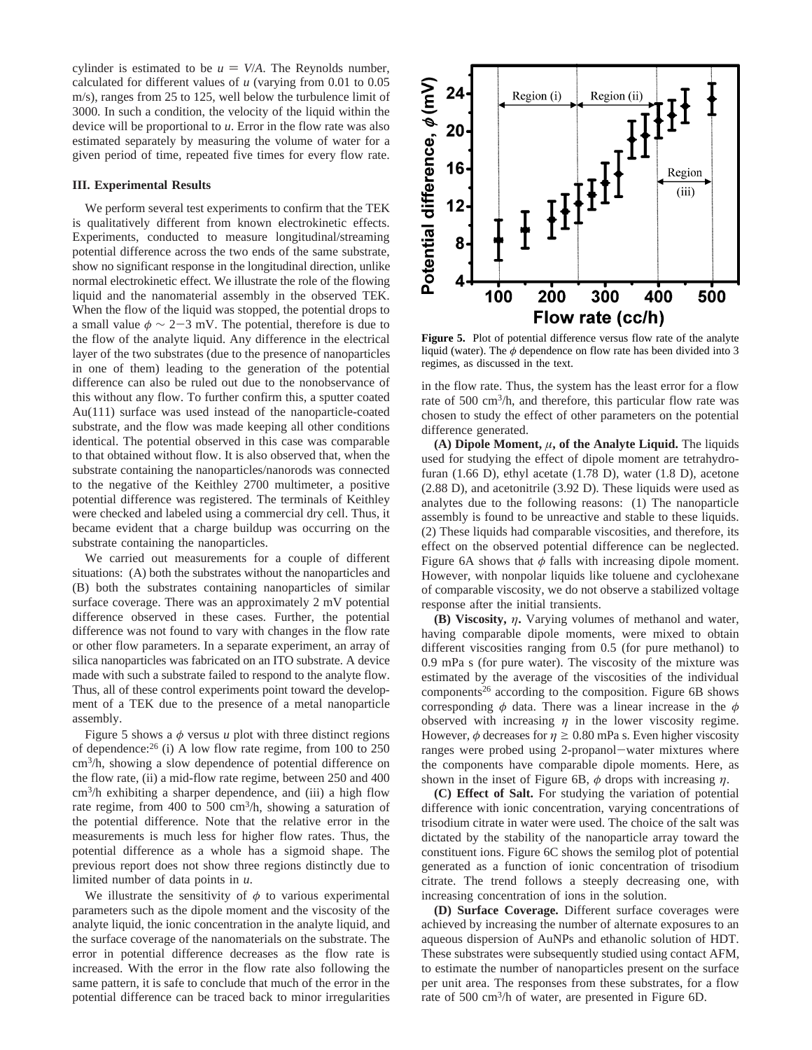cylinder is estimated to be $u = V/A$. The Reynolds number, calculated for different values of $u$ (varying from 0.01 to 0.05 m/s), ranges from 25 to 125, well below the turbulence limit of 3000. In such a condition, the velocity of the liquid within the device will be proportional to $u$. Error in the flow rate was also estimated separately by measuring the volume of water for a given period of time, repeated five times for every flow rate.

### III. Experimental Results

We perform several test experiments to confirm that the TEK is qualitatively different from known electrokinetic effects. Experiments, conducted to measure longitudinal/streaming potential difference across the two ends of the same substrate, show no significant response in the longitudinal direction, unlike normal electrokinetic effect. We illustrate the role of the flowing liquid and the nanomaterial assembly in the observed TEK. When the flow of the liquid was stopped, the potential drops to a small value $\phi \sim 2-3$ mV. The potential, therefore is due to the flow of the analyte liquid. Any difference in the electrical layer of the two substrates (due to the presence of nanoparticles in one of them) leading to the generation of the potential difference can also be ruled out due to the nonobservance of this without any flow. To further confirm this, a sputter coated Au(111) surface was used instead of the nanoparticle-coated substrate, and the flow was made keeping all other conditions identical. The potential observed in this case was comparable to that obtained without flow. It is also observed that, when the substrate containing the nanoparticles/nanorods was connected to the negative of the Keithley 2700 multimeter, a positive potential difference was registered. The terminals of Keithley were checked and labeled using a commercial dry cell. Thus, it became evident that a charge buildup was occurring on the substrate containing the nanoparticles.

We carried out measurements for a couple of different situations: (A) both the substrates without the nanoparticles and (B) both the substrates containing nanoparticles of similar surface coverage. There was an approximately 2 mV potential difference observed in these cases. Further, the potential difference was not found to vary with changes in the flow rate or other flow parameters. In a separate experiment, an array of silica nanoparticles was fabricated on an ITO substrate. A device made with such a substrate failed to respond to the analyte flow. Thus, all of these control experiments point toward the development of a TEK due to the presence of a metal nanoparticle assembly.

Figure 5 shows a $\phi$ versus $u$ plot with three distinct regions of dependence:[26] (i) A low flow rate regime, from 100 to 250 $cm^3$/h, showing a slow dependence of potential difference on the flow rate, (ii) a mid-flow rate regime, between 250 and 400 $cm^3$/h exhibiting a sharper dependence, and (iii) a high flow rate regime, from 400 to 500 $cm^3$/h, showing a saturation of the potential difference. Note that the relative error in the measurements is much less for higher flow rates. Thus, the potential difference as a whole has a sigmoid shape. The previous report does not show three regions distinctly due to limited number of data points in $u$.

We illustrate the sensitivity of $\phi$ to various experimental parameters such as the dipole moment and the viscosity of the analyte liquid, the ionic concentration in the analyte liquid, and the surface coverage of the nanomaterials on the substrate. The error in potential difference decreases as the flow rate is increased. With the error in the flow rate also following the same pattern, it is safe to conclude that much of the error in the potential difference can be traced back to minor irregularities

Region (i)
Region (ii)
Region (iii)
Potential difference, $\phi$ (mV)
Flow rate (cc/h)

**Figure 5.** Plot of potential difference versus flow rate of the analyte liquid (water). The $\phi$ dependence on flow rate has been divided into 3 regimes, as discussed in the text.

in the flow rate. Thus, the system has the least error for a flow rate of 500 $cm^3$/h, and therefore, this particular flow rate was chosen to study the effect of other parameters on the potential difference generated.

**(A) Dipole Moment, $\mu$, of the Analyte Liquid.** The liquids used for studying the effect of dipole moment are tetrahydrofuran (1.66 D), ethyl acetate (1.78 D), water (1.8 D), acetone (2.88 D), and acetonitrile (3.92 D). These liquids were used as analytes due to the following reasons: (1) The nanoparticle assembly is found to be unreactive and stable to these liquids. (2) These liquids had comparable viscosities, and therefore, its effect on the observed potential difference can be neglected. Figure 6A shows that $\phi$ falls with increasing dipole moment. However, with nonpolar liquids like toluene and cyclohexane of comparable viscosity, we do not observe a stabilized voltage response after the initial transients.

**(B) Viscosity, $\eta$.** Varying volumes of methanol and water, having comparable dipole moments, were mixed to obtain different viscosities ranging from 0.5 (for pure methanol) to 0.9 mPa s (for pure water). The viscosity of the mixture was estimated by the average of the viscosities of the individual components[26] according to the composition. Figure 6B shows corresponding $\phi$ data. There was a linear increase in the $\phi$ observed with increasing $\eta$ in the lower viscosity regime. However, $\phi$ decreases for $\eta \geq 0.80$ mPa s. Even higher viscosity ranges were probed using 2-propanol−water mixtures where the components have comparable dipole moments. Here, as shown in the inset of Figure 6B, $\phi$ drops with increasing $\eta$.

**(C) Effect of Salt.** For studying the variation of potential difference with ionic concentration, varying concentrations of trisodium citrate in water were used. The choice of the salt was dictated by the stability of the nanoparticle array toward the constituent ions. Figure 6C shows the semilog plot of potential generated as a function of ionic concentration of trisodium citrate. The trend follows a steeply decreasing one, with increasing concentration of ions in the solution.

**(D) Surface Coverage.** Different surface coverages were achieved by increasing the number of alternate exposures to an aqueous dispersion of AuNPs and ethanolic solution of HDT. These substrates were subsequently studied using contact AFM, to estimate the number of nanoparticles present on the surface per unit area. The responses from these substrates, for a flow rate of 500 $cm^3$/h of water, are presented in Figure 6D.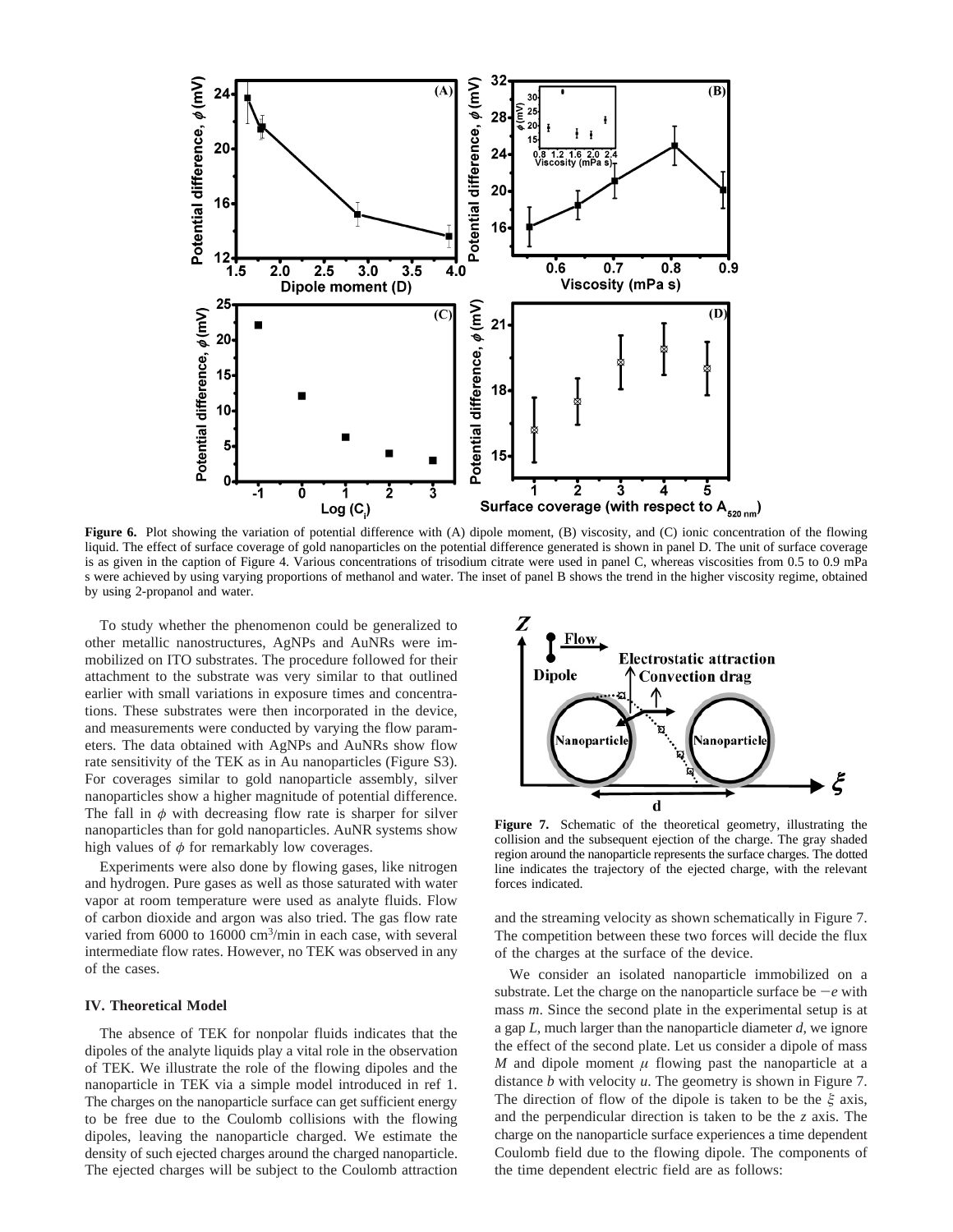(A)

Potential difference, $\phi$ (mV)

24
20
16
12

1.5 2.0 2.5 3.0 3.5 4.0

Dipole moment (D)

(B)

Potential difference, $\phi$ (mV)

32
28
24
20
16

0.6 0.7 0.8 0.9

Viscosity (mPa s)

$\phi$ (mV)

30
25
20
15

0.8 1.2 1.6 2.0 2.4

Viscosity (mPa s)

(C)

Potential difference, $\phi$ (mV)

25
20
15
10
5
0

-1 0 1 2 3

Log ($C_i$)

(D)

Potential difference, $\phi$ (mV)

21
18
15

1 2 3 4 5

Surface coverage (with respect to $A_{520\ nm}$)

**Figure 6.** Plot showing the variation of potential difference with (A) dipole moment, (B) viscosity, and (C) ionic concentration of the flowing liquid. The effect of surface coverage of gold nanoparticles on the potential difference generated is shown in panel D. The unit of surface coverage is as given in the caption of Figure 4. Various concentrations of trisodium citrate were used in panel C, whereas viscosities from 0.5 to 0.9 mPa s were achieved by using varying proportions of methanol and water. The inset of panel B shows the trend in the higher viscosity regime, obtained by using 2-propanol and water.

To study whether the phenomenon could be generalized to other metallic nanostructures, AgNPs and AuNRs were immobilized on ITO substrates. The procedure followed for their attachment to the substrate was very similar to that outlined earlier with small variations in exposure times and concentrations. These substrates were then incorporated in the device, and measurements were conducted by varying the flow parameters. The data obtained with AgNPs and AuNRs show flow rate sensitivity of the TEK as in Au nanoparticles (Figure S3). For coverages similar to gold nanoparticle assembly, silver nanoparticles show a higher magnitude of potential difference. The fall in $\phi$ with decreasing flow rate is sharper for silver nanoparticles than for gold nanoparticles. AuNR systems show high values of $\phi$ for remarkably low coverages.

Experiments were also done by flowing gases, like nitrogen and hydrogen. Pure gases as well as those saturated with water vapor at room temperature were used as analyte fluids. Flow of carbon dioxide and argon was also tried. The gas flow rate varied from 6000 to 16000 $cm^3$/min in each case, with several intermediate flow rates. However, no TEK was observed in any of the cases.

## IV. Theoretical Model

The absence of TEK for nonpolar fluids indicates that the dipoles of the analyte liquids play a vital role in the observation of TEK. We illustrate the role of the flowing dipoles and the nanoparticle in TEK via a simple model introduced in ref 1. The charges on the nanoparticle surface can get sufficient energy to be free due to the Coulomb collisions with the flowing dipoles, leaving the nanoparticle charged. We estimate the density of such ejected charges around the charged nanoparticle. The ejected charges will be subject to the Coulomb attraction and the streaming velocity as shown schematically in Figure 7. The competition between these two forces will decide the flux of the charges at the surface of the device.

Z

Flow

Dipole

Electrostatic attraction

Convection drag

Nanoparticle

Nanoparticle

d

$\xi$

**Figure 7.** Schematic of the theoretical geometry, illustrating the collision and the subsequent ejection of the charge. The gray shaded region around the nanoparticle represents the surface charges. The dotted line indicates the trajectory of the ejected charge, with the relevant forces indicated.

We consider an isolated nanoparticle immobilized on a substrate. Let the charge on the nanoparticle surface be $-e$ with mass $m$. Since the second plate in the experimental setup is at a gap $L$, much larger than the nanoparticle diameter $d$, we ignore the effect of the second plate. Let us consider a dipole of mass $M$ and dipole moment $\mu$ flowing past the nanoparticle at a distance $b$ with velocity $u$. The geometry is shown in Figure 7. The direction of flow of the dipole is taken to be the $\xi$ axis, and the perpendicular direction is taken to be the $z$ axis. The charge on the nanoparticle surface experiences a time dependent Coulomb field due to the flowing dipole. The components of the time dependent electric field are as follows: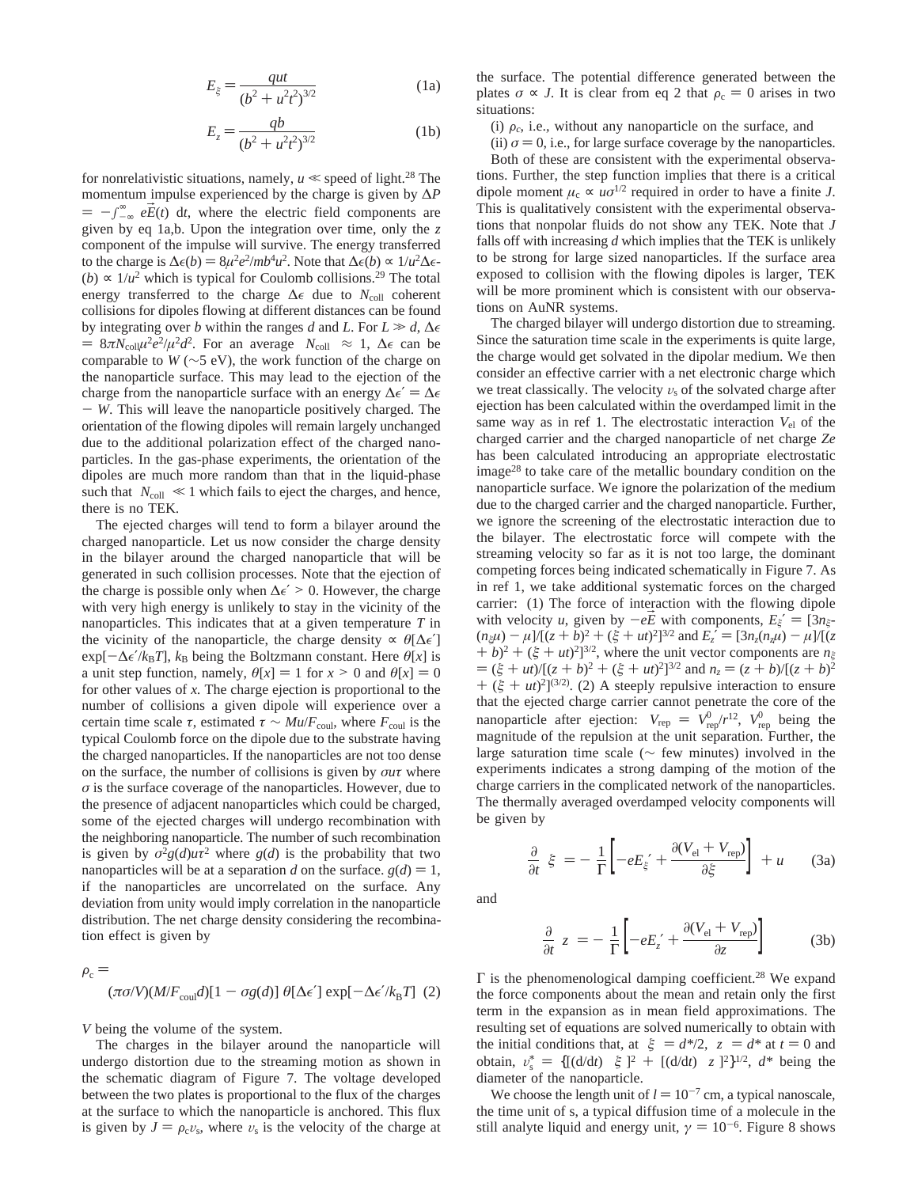$$E_\xi = \frac{qut}{(b^2 + u^2t^2)^{3/2}} \tag{1a}$$

$$E_z = \frac{qb}{(b^2 + u^2t^2)^{3/2}} \tag{1b}$$

for nonrelativistic situations, namely, $u \ll$ speed of light.[28] The momentum impulse experienced by the charge is given by $\Delta P = -\int_{-\infty}^{\infty} e\vec{E}(t)\,dt$, where the electric field components are given by eq 1a,b. Upon the integration over time, only the $z$ component of the impulse will survive. The energy transferred to the charge is $\Delta\epsilon(b) = 8\mu^2e^2/mb^4u^2$. Note that $\Delta\epsilon(b) \propto 1/u^2\Delta\epsilon(b) \propto 1/u^2$ which is typical for Coulomb collisions.[29] The total energy transferred to the charge $\Delta\epsilon$ due to $N_{\rm coll}$ coherent collisions for dipoles flowing at different distances can be found by integrating over $b$ within the ranges $d$ and $L$. For $L \gg d$, $\Delta\epsilon = 8\pi N_{\rm coll}\mu^2e^2/\mu^2d^2$. For an average $N_{\rm coll} \approx 1$, $\Delta\epsilon$ can be comparable to $W$ (~5 eV), the work function of the charge on the nanoparticle surface. This may lead to the ejection of the charge from the nanoparticle surface with an energy $\Delta\epsilon' = \Delta\epsilon - W$. This will leave the nanoparticle positively charged. The orientation of the flowing dipoles will remain largely unchanged due to the additional polarization effect of the charged nanoparticles. In the gas-phase experiments, the orientation of the dipoles are much more random than that in the liquid-phase such that $N_{\rm coll} \ll 1$ which fails to eject the charges, and hence, there is no TEK.

The ejected charges will tend to form a bilayer around the charged nanoparticle. Let us now consider the charge density in the bilayer around the charged nanoparticle that will be generated in such collision processes. Note that the ejection of the charge is possible only when $\Delta\epsilon' > 0$. However, the charge with very high energy is unlikely to stay in the vicinity of the nanoparticles. This indicates that at a given temperature $T$ in the vicinity of the nanoparticle, the charge density $\propto \theta[\Delta\epsilon']\exp[-\Delta\epsilon'/k_BT]$, $k_B$ being the Boltzmann constant. Here $\theta[x]$ is a unit step function, namely, $\theta[x] = 1$ for $x > 0$ and $\theta[x] = 0$ for other values of $x$. The charge ejection is proportional to the number of collisions a given dipole will experience over a certain time scale $\tau$, estimated $\tau \sim Mu/F_{\rm coul}$, where $F_{\rm coul}$ is the typical Coulomb force on the dipole due to the substrate having the charged nanoparticles. If the nanoparticles are not too dense on the surface, the number of collisions is given by $\sigma u\tau$ where $\sigma$ is the surface coverage of the nanoparticles. However, due to the presence of adjacent nanoparticles which could be charged, some of the ejected charges will undergo recombination with the neighboring nanoparticle. The number of such recombination is given by $\sigma^2g(d)u\tau^2$ where $g(d)$ is the probability that two nanoparticles will be at a separation $d$ on the surface. $g(d) = 1$, if the nanoparticles are uncorrelated on the surface. Any deviation from unity would imply correlation in the nanoparticle distribution. The net charge density considering the recombination effect is given by

$$\rho_c = (\pi\sigma/V)(M/F_{\rm coul}d)[1 - \sigma g(d)]\,\theta[\Delta\epsilon']\exp[-\Delta\epsilon'/k_BT] \tag{2}$$

$V$ being the volume of the system.

The charges in the bilayer around the nanoparticle will undergo distortion due to the streaming motion as shown in the schematic diagram of Figure 7. The voltage developed between the two plates is proportional to the flux of the charges at the surface to which the nanoparticle is anchored. This flux is given by $J = \rho_cv_s$, where $v_s$ is the velocity of the charge at the surface. The potential difference generated between the plates $\sigma \propto J$. It is clear from eq 2 that $\rho_c = 0$ arises in two situations:

(i) $\rho_c$, i.e., without any nanoparticle on the surface, and

(ii) $\sigma = 0$, i.e., for large surface coverage by the nanoparticles.

Both of these are consistent with the experimental observations. Further, the step function implies that there is a critical dipole moment $\mu_c \propto u\sigma^{1/2}$ required in order to have a finite $J$. This is qualitatively consistent with the experimental observations that nonpolar fluids do not show any TEK. Note that $J$ falls off with increasing $d$ which implies that the TEK is unlikely to be strong for large sized nanoparticles. If the surface area exposed to collision with the flowing dipoles is larger, TEK will be more prominent which is consistent with our observations on AuNR systems.

The charged bilayer will undergo distortion due to streaming. Since the saturation time scale in the experiments is quite large, the charge would get solvated in the dipolar medium. We then consider an effective carrier with a net electronic charge which we treat classically. The velocity $v_s$ of the solvated charge after ejection has been calculated within the overdamped limit in the same way as in ref 1. The electrostatic interaction $V_{\rm el}$ of the charged carrier and the charged nanoparticle of net charge $Ze$ has been calculated introducing an appropriate electrostatic image[28] to take care of the metallic boundary condition on the nanoparticle surface. We ignore the polarization of the medium due to the charged carrier and the charged nanoparticle. Further, we ignore the screening of the electrostatic interaction due to the bilayer. The electrostatic force will compete with the streaming velocity so far as it is not too large, the dominant competing forces being indicated schematically in Figure 7. As in ref 1, we take additional systematic forces on the charged carrier: (1) The force of interaction with the flowing dipole with velocity $u$, given by $-e\vec{E}$ with components, $E_\xi' = [3n_\xi(n_\xi u) - \mu]/[(z + b)^2 + (\xi + ut)^2]^{3/2}$ and $E_z' = [3n_z(n_z\mu) - \mu]/[(z + b)^2 + (\xi + ut)^2]^{3/2}$, where the unit vector components are $n_\xi = (\xi + ut)/[(z + b)^2 + (\xi + ut)^2]^{3/2}$ and $n_z = (z + b)/[(z + b)^2 + (\xi + ut)^2]^{(3/2)}$. (2) A steeply repulsive interaction to ensure that the ejected charge carrier cannot penetrate the core of the nanoparticle after ejection: $V_{\rm rep} = V_{\rm rep}^0/r^{12}$, $V_{\rm rep}^0$ being the magnitude of the repulsion at the unit separation. Further, the large saturation time scale (~ few minutes) involved in the experiments indicates a strong damping of the motion of the charge carriers in the complicated network of the nanoparticles. The thermally averaged overdamped velocity components will be given by

$$\frac{\partial}{\partial t}\,\xi = -\frac{1}{\Gamma}\left[-eE_\xi' + \frac{\partial(V_{\rm el} + V_{\rm rep})}{\partial\xi}\right] + u \tag{3a}$$

and

$$\frac{\partial}{\partial t}\,z = -\frac{1}{\Gamma}\left[-eE_z' + \frac{\partial(V_{\rm el} + V_{\rm rep})}{\partial z}\right] \tag{3b}$$

$\Gamma$ is the phenomenological damping coefficient.[28] We expand the force components about the mean and retain only the first term in the expansion as in mean field approximations. The resulting set of equations are solved numerically to obtain with the initial conditions that, at $\xi = d^*/2$, $z = d^*$ at $t = 0$ and obtain, $v_s^* = \{[(d/dt)\ \xi]^2 + [(d/dt)\ z]^2\}^{1/2}$, $d^*$ being the diameter of the nanoparticle.

We choose the length unit of $l = 10^{-7}$ cm, a typical nanoscale, the time unit of s, a typical diffusion time of a molecule in the still analyte liquid and energy unit, $\gamma = 10^{-6}$. Figure 8 shows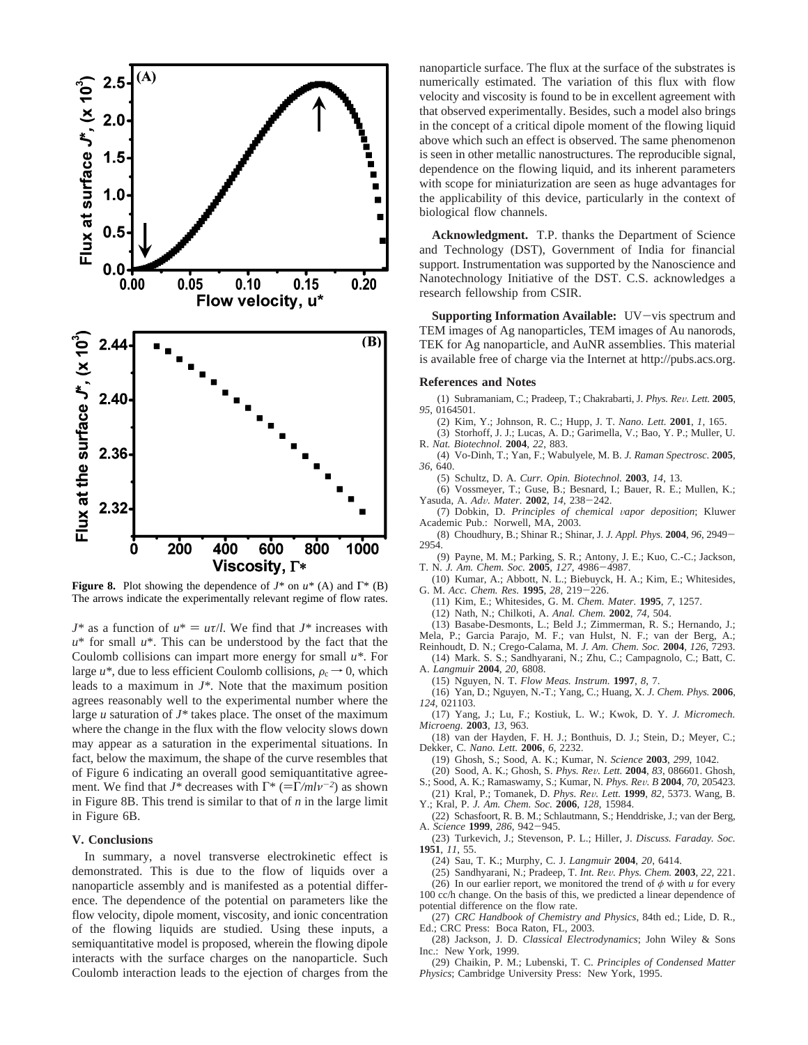(A)

Flux at surface $J^*$, ($\times 10^3$)

2.5
2.0
1.5
1.0
0.5
0.0

0.00 0.05 0.10 0.15 0.20

Flow velocity, u*

(B)

Flux at the surface $J^*$, ($\times 10^3$)

2.44
2.40
2.36
2.32

0 200 400 600 800 1000

Viscosity, Γ*

**Figure 8.** Plot showing the dependence of $J^*$ on $u^*$ (A) and $\Gamma^*$ (B) The arrows indicate the experimentally relevant regime of flow rates.

$J^*$ as a function of $u^* = u\tau/l$. We find that $J^*$ increases with $u^*$ for small $u^*$. This can be understood by the fact that the Coulomb collisions can impart more energy for small $u^*$. For large $u^*$, due to less efficient Coulomb collisions, $\rho_c \rightarrow 0$, which leads to a maximum in $J^*$. Note that the maximum position agrees reasonably well to the experimental number where the large $u$ saturation of $J^*$ takes place. The onset of the maximum where the change in the flux with the flow velocity slows down may appear as a saturation in the experimental situations. In fact, below the maximum, the shape of the curve resembles that of Figure 6 indicating an overall good semiquantitative agreement. We find that $J^*$ decreases with $\Gamma^*$ ($=\Gamma/ml\nu^{-2}$) as shown in Figure 8B. This trend is similar to that of $n$ in the large limit in Figure 6B.

## V. Conclusions

In summary, a novel transverse electrokinetic effect is demonstrated. This is due to the flow of liquids over a nanoparticle assembly and is manifested as a potential difference. The dependence of the potential on parameters like the flow velocity, dipole moment, viscosity, and ionic concentration of the flowing liquids are studied. Using these inputs, a semiquantitative model is proposed, wherein the flowing dipole interacts with the surface charges on the nanoparticle. Such Coulomb interaction leads to the ejection of charges from the nanoparticle surface. The flux at the surface of the substrates is numerically estimated. The variation of this flux with flow velocity and viscosity is found to be in excellent agreement with that observed experimentally. Besides, such a model also brings in the concept of a critical dipole moment of the flowing liquid above which such an effect is observed. The same phenomenon is seen in other metallic nanostructures. The reproducible signal, dependence on the flowing liquid, and its inherent parameters with scope for miniaturization are seen as huge advantages for the applicability of this device, particularly in the context of biological flow channels.

**Acknowledgment.** T.P. thanks the Department of Science and Technology (DST), Government of India for financial support. Instrumentation was supported by the Nanoscience and Nanotechnology Initiative of the DST. C.S. acknowledges a research fellowship from CSIR.

**Supporting Information Available:** UV−vis spectrum and TEM images of Ag nanoparticles, TEM images of Au nanorods, TEK for Ag nanoparticle, and AuNR assemblies. This material is available free of charge via the Internet at http://pubs.acs.org.

## References and Notes

(1) Subramaniam, C.; Pradeep, T.; Chakrabarti, J. *Phys. Rev. Lett.* **2005**, *95*, 0164501.

(2) Kim, Y.; Johnson, R. C.; Hupp, J. T. *Nano. Lett.* **2001**, *1*, 165.

(3) Storhoff, J. J.; Lucas, A. D.; Garimella, V.; Bao, Y. P.; Muller, U. R. *Nat. Biotechnol.* **2004**, *22*, 883.

(4) Vo-Dinh, T.; Yan, F.; Wabulyele, M. B. *J. Raman Spectrosc.* **2005**, *36*, 640.

(5) Schultz, D. A. *Curr. Opin. Biotechnol.* **2003**, *14*, 13.

(6) Vossmeyer, T.; Guse, B.; Besnard, I.; Bauer, R. E.; Mullen, K.; Yasuda, A. *Adv. Mater.* **2002**, *14*, 238−242.

(7) Dobkin, D. *Principles of chemical vapor deposition*; Kluwer Academic Pub.: Norwell, MA, 2003.

(8) Choudhury, B.; Shinar R.; Shinar, J. *J. Appl. Phys.* **2004**, *96*, 2949−2954.

(9) Payne, M. M.; Parking, S. R.; Antony, J. E.; Kuo, C.-C.; Jackson, T. N. *J. Am. Chem. Soc.* **2005**, *127*, 4986−4987.

(10) Kumar, A.; Abbott, N. L.; Biebuyck, H. A.; Kim, E.; Whitesides, G. M. *Acc. Chem. Res.* **1995**, *28*, 219−226.

(11) Kim, E.; Whitesides, G. M. *Chem. Mater.* **1995**, *7*, 1257.

(12) Nath, N.; Chilkoti, A. *Anal. Chem.* **2002**, *74*, 504.

(13) Basabe-Desmonts, L.; Beld J.; Zimmerman, R. S.; Hernando, J.; Mela, P.; Garcia Parajo, M. F.; van Hulst, N. F.; van der Berg, A.; Reinhoudt, D. N.; Crego-Calama, M. *J. Am. Chem. Soc.* **2004**, *126*, 7293.

(14) Mark. S. S.; Sandhyarani, N.; Zhu, C.; Campagnolo, C.; Batt, C. A. *Langmuir* **2004**, *20*, 6808.

(15) Nguyen, N. T. *Flow Meas. Instrum.* **1997**, *8*, 7.

(16) Yan, D.; Nguyen, N.-T.; Yang, C.; Huang, X. *J. Chem. Phys.* **2006**, *124*, 021103.

(17) Yang, J.; Lu, F.; Kostiuk, L. W.; Kwok, D. Y. *J. Micromech. Microeng.* **2003**, *13*, 963.

(18) van der Hayden, F. H. J.; Bonthuis, D. J.; Stein, D.; Meyer, C.; Dekker, C. *Nano. Lett.* **2006**, *6*, 2232.

(19) Ghosh, S.; Sood, A. K.; Kumar, N. *Science* **2003**, *299*, 1042.

(20) Sood, A. K.; Ghosh, S. *Phys. Rev. Lett.* **2004**, *83*, 086601. Ghosh, S.; Sood, A. K.; Ramaswamy, S.; Kumar, N. *Phys. Rev. B* **2004**, *70*, 205423.

(21) Kral, P.; Tomanek, D. *Phys. Rev. Lett.* **1999**, *82*, 5373. Wang, B. Y.; Kral, P. *J. Am. Chem. Soc.* **2006**, *128*, 15984.

(22) Schasfoort, R. B. M.; Schlautmann, S.; Henddriske, J.; van der Berg, A. *Science* **1999**, *286*, 942−945.

(23) Turkevich, J.; Stevenson, P. L.; Hiller, J. *Discuss. Faraday. Soc.* **1951**, *11*, 55.

(24) Sau, T. K.; Murphy, C. J. *Langmuir* **2004**, *20*, 6414.

(25) Sandhyarani, N.; Pradeep, T. *Int. Rev. Phys. Chem.* **2003**, *22*, 221.

(26) In our earlier report, we monitored the trend of $\phi$ with $u$ for every 100 cc/h change. On the basis of this, we predicted a linear dependence of potential difference on the flow rate.

(27) *CRC Handbook of Chemistry and Physics*, 84th ed.; Lide, D. R., Ed.; CRC Press: Boca Raton, FL, 2003.

(28) Jackson, J. D. *Classical Electrodynamics*; John Wiley & Sons Inc.: New York, 1999.

(29) Chaikin, P. M.; Lubenski, T. C. *Principles of Condensed Matter Physics*; Cambridge University Press: New York, 1995.